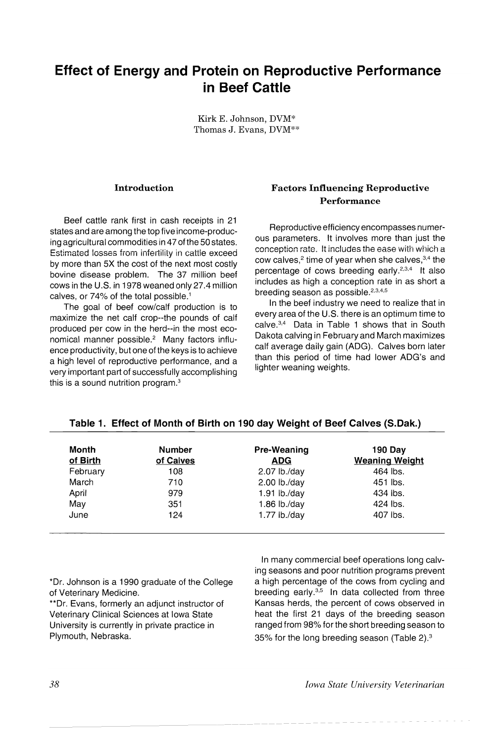# Effect of Energy and Protein on Reproductive Performance in Beef Cattle

Kirk E. Johnson, DVM*
Thomas J. Evans, DVM**

## Introduction

Beef cattle rank first in cash receipts in 21 states and are among the top five income-producing agricultural commodities in 47 of the 50 states. Estimated losses from infertility in cattle exceed by more than 5X the cost of the next most costly bovine disease problem. The 37 million beef cows in the U.S. in 1978 weaned only 27.4 million calves, or 74% of the total possible.[1]

The goal of beef cow/calf production is to maximize the net calf crop--the pounds of calf produced per cow in the herd--in the most economical manner possible.[2] Many factors influence productivity, but one of the keys is to achieve a high level of reproductive performance, and a very important part of successfully accomplishing this is a sound nutrition program.[3]

## Factors Influencing Reproductive Performance

Reproductive efficiency encompasses numerous parameters. It involves more than just the conception rate. It includes the ease with which a cow calves,[2] time of year when she calves,[3,4] the percentage of cows breeding early.[2,3,4] It also includes as high a conception rate in as short a breeding season as possible.[2,3,4,5]

In the beef industry we need to realize that in every area of the U.S. there is an optimum time to calve.[3,4] Data in Table 1 shows that in South Dakota calving in February and March maximizes calf average daily gain (ADG). Calves born later than this period of time had lower ADG's and lighter weaning weights.

**Table 1. Effect of Month of Birth on 190 day Weight of Beef Calves (S.Dak.)**

| Month of Birth | Number of Calves | Pre-Weaning ADG | 190 Day Weaning Weight |
|---|---|---|---|
| February | 108 | 2.07 lb./day | 464 lbs. |
| March | 710 | 2.00 lb./day | 451 lbs. |
| April | 979 | 1.91 lb./day | 434 lbs. |
| May | 351 | 1.86 lb./day | 424 lbs. |
| June | 124 | 1.77 lb./day | 407 lbs. |

In many commercial beef operations long calving seasons and poor nutrition programs prevent a high percentage of the cows from cycling and breeding early.[3,5] In data collected from three Kansas herds, the percent of cows observed in heat the first 21 days of the breeding season ranged from 98% for the short breeding season to 35% for the long breeding season (Table 2).[3]

*Dr. Johnson is a 1990 graduate of the College of Veterinary Medicine.

**Dr. Evans, formerly an adjunct instructor of Veterinary Clinical Sciences at Iowa State University is currently in private practice in Plymouth, Nebraska.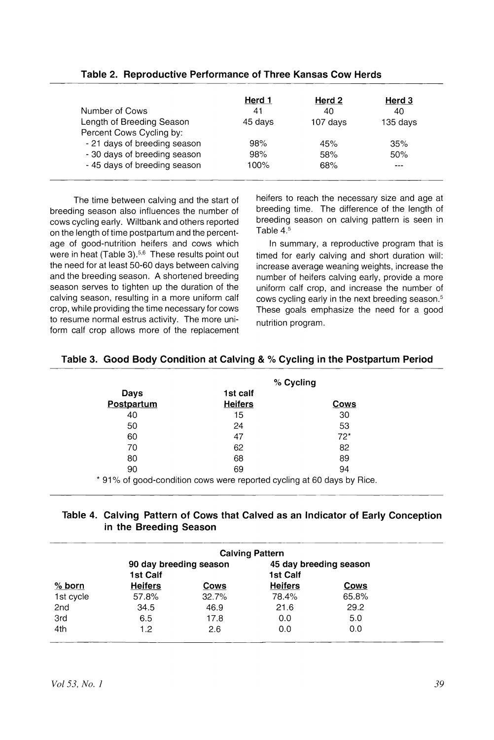**Table 2. Reproductive Performance of Three Kansas Cow Herds**

| | Herd 1 | Herd 2 | Herd 3 |
|---|---|---|---|
| Number of Cows | 41 | 40 | 40 |
| Length of Breeding Season | 45 days | 107 days | 135 days |
| Percent Cows Cycling by: | | | |
| - 21 days of breeding season | 98% | 45% | 35% |
| - 30 days of breeding season | 98% | 58% | 50% |
| - 45 days of breeding season | 100% | 68% | --- |

The time between calving and the start of breeding season also influences the number of cows cycling early. Wiltbank and others reported on the length of time postpartum and the percentage of good-nutrition heifers and cows which were in heat (Table 3).[5,6] These results point out the need for at least 50-60 days between calving and the breeding season. A shortened breeding season serves to tighten up the duration of the calving season, resulting in a more uniform calf crop, while providing the time necessary for cows to resume normal estrus activity. The more uniform calf crop allows more of the replacement heifers to reach the necessary size and age at breeding time. The difference of the length of breeding season on calving pattern is seen in Table 4.[5]

In summary, a reproductive program that is timed for early calving and short duration will: increase average weaning weights, increase the number of heifers calving early, provide a more uniform calf crop, and increase the number of cows cycling early in the next breeding season.[5] These goals emphasize the need for a good nutrition program.

**Table 3. Good Body Condition at Calving & % Cycling in the Postpartum Period**

| | % Cycling | |
|---|---|---|
| Days Postpartum | 1st calf Heifers | Cows |
| 40 | 15 | 30 |
| 50 | 24 | 53 |
| 60 | 47 | 72* |
| 70 | 62 | 82 |
| 80 | 68 | 89 |
| 90 | 69 | 94 |

\* 91% of good-condition cows were reported cycling at 60 days by Rice.

**Table 4. Calving Pattern of Cows that Calved as an Indicator of Early Conception in the Breeding Season**

| | Calving Pattern | | | |
|---|---|---|---|---|
| | 90 day breeding season | | 45 day breeding season | |
| % born | 1st Calf Heifers | Cows | 1st Calf Heifers | Cows |
| 1st cycle | 57.8% | 32.7% | 78.4% | 65.8% |
| 2nd | 34.5 | 46.9 | 21.6 | 29.2 |
| 3rd | 6.5 | 17.8 | 0.0 | 5.0 |
| 4th | 1.2 | 2.6 | 0.0 | 0.0 |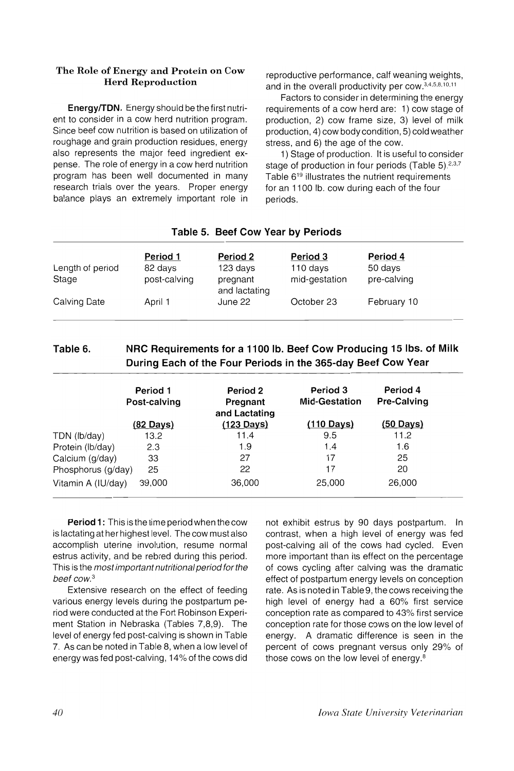### The Role of Energy and Protein on Cow Herd Reproduction

**Energy/TDN.** Energy should be the first nutrient to consider in a cow herd nutrition program. Since beef cow nutrition is based on utilization of roughage and grain production residues, energy also represents the major feed ingredient expense. The role of energy in a cow herd nutrition program has been well documented in many research trials over the years. Proper energy balance plays an extremely important role in reproductive performance, calf weaning weights, and in the overall productivity per cow.[3,4,5,8,10,11]

Factors to consider in determining the energy requirements of a cow herd are: 1) cow stage of production, 2) cow frame size, 3) level of milk production, 4) cow body condition, 5) cold weather stress, and 6) the age of the cow.

1) Stage of production. It is useful to consider stage of production in four periods (Table 5).[2,3,7] Table 6[19] illustrates the nutrient requirements for an 1100 lb. cow during each of the four periods.

**Table 5. Beef Cow Year by Periods**

| | Period 1 | Period 2 | Period 3 | Period 4 |
|---|---|---|---|---|
| Length of period | 82 days | 123 days | 110 days | 50 days |
| Stage | post-calving | pregnant and lactating | mid-gestation | pre-calving |
| Calving Date | April 1 | June 22 | October 23 | February 10 |

**Table 6. NRC Requirements for a 1100 lb. Beef Cow Producing 15 lbs. of Milk During Each of the Four Periods in the 365-day Beef Cow Year**

| | Period 1 Post-calving (82 Days) | Period 2 Pregnant and Lactating (123 Days) | Period 3 Mid-Gestation (110 Days) | Period 4 Pre-Calving (50 Days) |
|---|---|---|---|---|
| TDN (lb/day) | 13.2 | 11.4 | 9.5 | 11.2 |
| Protein (lb/day) | 2.3 | 1.9 | 1.4 | 1.6 |
| Calcium (g/day) | 33 | 27 | 17 | 25 |
| Phosphorus (g/day) | 25 | 22 | 17 | 20 |
| Vitamin A (IU/day) | 39,000 | 36,000 | 25,000 | 26,000 |

**Period 1:** This is the time period when the cow is lactating at her highest level. The cow must also accomplish uterine involution, resume normal estrus activity, and be rebred during this period. This is the *most important nutritional period for the beef cow*.[3]

Extensive research on the effect of feeding various energy levels during the postpartum period were conducted at the Fort Robinson Experiment Station in Nebraska (Tables 7,8,9). The level of energy fed post-calving is shown in Table 7. As can be noted in Table 8, when a low level of energy was fed post-calving, 14% of the cows did not exhibit estrus by 90 days postpartum. In contrast, when a high level of energy was fed post-calving all of the cows had cycled. Even more important than its effect on the percentage of cows cycling after calving was the dramatic effect of postpartum energy levels on conception rate. As is noted in Table 9, the cows receiving the high level of energy had a 60% first service conception rate as compared to 43% first service conception rate for those cows on the low level of energy. A dramatic difference is seen in the percent of cows pregnant versus only 29% of those cows on the low level of energy.[8]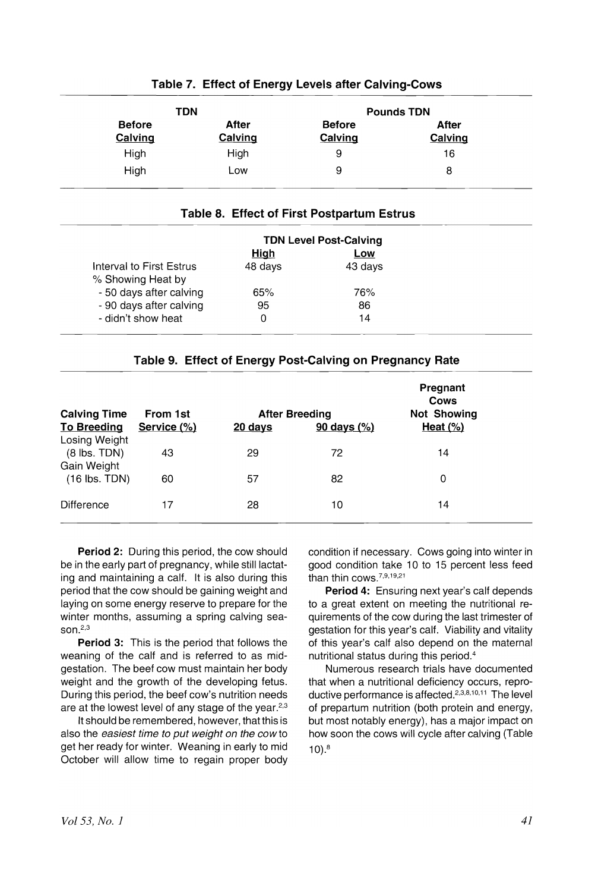**Table 7. Effect of Energy Levels after Calving-Cows**

| TDN | | Pounds TDN | |
|---|---|---|---|
| Before Calving | After Calving | Before Calving | After Calving |
| High | High | 9 | 16 |
| High | Low | 9 | 8 |

**Table 8. Effect of First Postpartum Estrus**

| | TDN Level Post-Calving | |
|---|---|---|
| | High | Low |
| Interval to First Estrus | 48 days | 43 days |
| % Showing Heat by | | |
| - 50 days after calving | 65% | 76% |
| - 90 days after calving | 95 | 86 |
| - didn't show heat | 0 | 14 |

**Table 9. Effect of Energy Post-Calving on Pregnancy Rate**

| Calving Time To Breeding | From 1st Service (%) | After Breeding 20 days | After Breeding 90 days (%) | Pregnant Cows Not Showing Heat (%) |
|---|---|---|---|---|
| Losing Weight (8 lbs. TDN) | 43 | 29 | 72 | 14 |
| Gain Weight (16 lbs. TDN) | 60 | 57 | 82 | 0 |
| Difference | 17 | 28 | 10 | 14 |

**Period 2:** During this period, the cow should be in the early part of pregnancy, while still lactating and maintaining a calf. It is also during this period that the cow should be gaining weight and laying on some energy reserve to prepare for the winter months, assuming a spring calving season.[2,3]

**Period 3:** This is the period that follows the weaning of the calf and is referred to as mid-gestation. The beef cow must maintain her body weight and the growth of the developing fetus. During this period, the beef cow's nutrition needs are at the lowest level of any stage of the year.[2,3]

It should be remembered, however, that this is also the *easiest time to put weight on the cow* to get her ready for winter. Weaning in early to mid October will allow time to regain proper body condition if necessary. Cows going into winter in good condition take 10 to 15 percent less feed than thin cows.[7,9,19,21]

**Period 4:** Ensuring next year's calf depends to a great extent on meeting the nutritional requirements of the cow during the last trimester of gestation for this year's calf. Viability and vitality of this year's calf also depend on the maternal nutritional status during this period.[4]

Numerous research trials have documented that when a nutritional deficiency occurs, reproductive performance is affected.[2,3,8,10,11] The level of prepartum nutrition (both protein and energy, but most notably energy), has a major impact on how soon the cows will cycle after calving (Table 10).[8]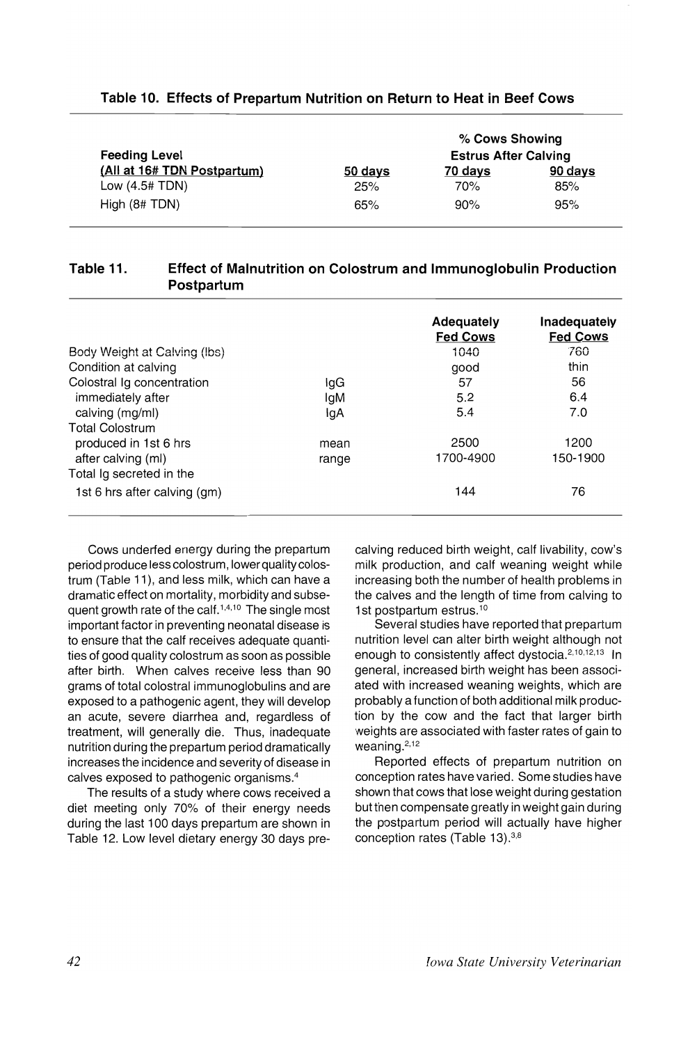**Table 10. Effects of Prepartum Nutrition on Return to Heat in Beef Cows**

| Feeding Level (All at 16# TDN Postpartum) | % Cows Showing Estrus After Calving | | |
|---|---|---|---|
| | 50 days | 70 days | 90 days |
| Low (4.5# TDN) | 25% | 70% | 85% |
| High (8# TDN) | 65% | 90% | 95% |

**Table 11. Effect of Malnutrition on Colostrum and Immunoglobulin Production Postpartum**

| | | Adequately Fed Cows | Inadequately Fed Cows |
|---|---|---|---|
| Body Weight at Calving (lbs) | | 1040 | 760 |
| Condition at calving | | good | thin |
| Colostral Ig concentration immediately after calving (mg/ml) | IgG | 57 | 56 |
| | IgM | 5.2 | 6.4 |
| | IgA | 5.4 | 7.0 |
| Total Colostrum produced in 1st 6 hrs after calving (ml) | mean | 2500 | 1200 |
| | range | 1700-4900 | 150-1900 |
| Total Ig secreted in the 1st 6 hrs after calving (gm) | | 144 | 76 |

Cows underfed energy during the prepartum period produce less colostrum, lower quality colostrum (Table 11), and less milk, which can have a dramatic effect on mortality, morbidity and subsequent growth rate of the calf.[1,4,10] The single most important factor in preventing neonatal disease is to ensure that the calf receives adequate quantities of good quality colostrum as soon as possible after birth. When calves receive less than 90 grams of total colostral immunoglobulins and are exposed to a pathogenic agent, they will develop an acute, severe diarrhea and, regardless of treatment, will generally die. Thus, inadequate nutrition during the prepartum period dramatically increases the incidence and severity of disease in calves exposed to pathogenic organisms.[4]

The results of a study where cows received a diet meeting only 70% of their energy needs during the last 100 days prepartum are shown in Table 12. Low level dietary energy 30 days pre-calving reduced birth weight, calf livability, cow's milk production, and calf weaning weight while increasing both the number of health problems in the calves and the length of time from calving to 1st postpartum estrus.[10]

Several studies have reported that prepartum nutrition level can alter birth weight although not enough to consistently affect dystocia.[2,10,12,13] In general, increased birth weight has been associated with increased weaning weights, which are probably a function of both additional milk production by the cow and the fact that larger birth weights are associated with faster rates of gain to weaning.[2,12]

Reported effects of prepartum nutrition on conception rates have varied. Some studies have shown that cows that lose weight during gestation but then compensate greatly in weight gain during the postpartum period will actually have higher conception rates (Table 13).[3,8]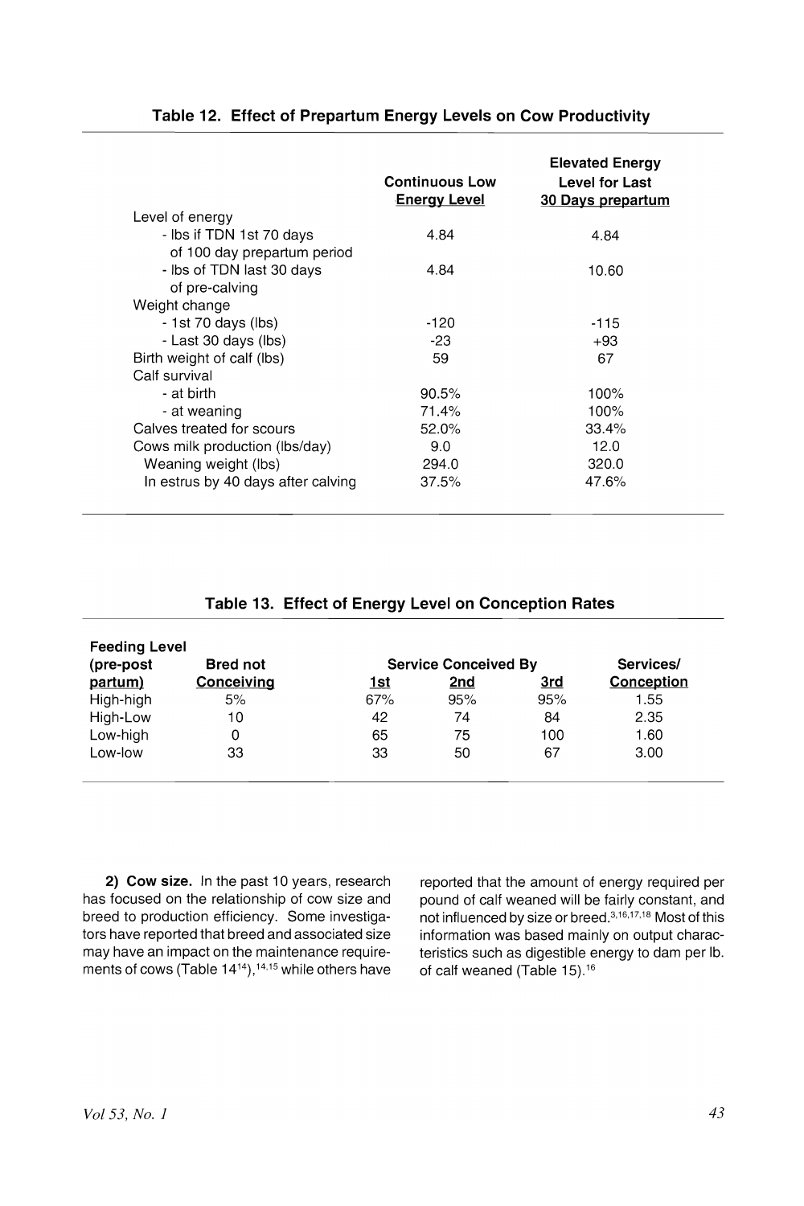**Table 12. Effect of Prepartum Energy Levels on Cow Productivity**

| | Continuous Low Energy Level | Elevated Energy Level for Last 30 Days prepartum |
|---|---|---|
| Level of energy | | |
| - lbs if TDN 1st 70 days of 100 day prepartum period | 4.84 | 4.84 |
| - lbs of TDN last 30 days of pre-calving | 4.84 | 10.60 |
| Weight change | | |
| - 1st 70 days (lbs) | -120 | -115 |
| - Last 30 days (lbs) | -23 | +93 |
| Birth weight of calf (lbs) | 59 | 67 |
| Calf survival | | |
| - at birth | 90.5% | 100% |
| - at weaning | 71.4% | 100% |
| Calves treated for scours | 52.0% | 33.4% |
| Cows milk production (lbs/day) | 9.0 | 12.0 |
| Weaning weight (lbs) | 294.0 | 320.0 |
| In estrus by 40 days after calving | 37.5% | 47.6% |

**Table 13. Effect of Energy Level on Conception Rates**

| Feeding Level (pre-post partum) | Bred not Conceiving | Service Conceived By | | | Services/ Conception |
|---|---|---|---|---|---|
| | | 1st | 2nd | 3rd | |
| High-high | 5% | 67% | 95% | 95% | 1.55 |
| High-Low | 10 | 42 | 74 | 84 | 2.35 |
| Low-high | 0 | 65 | 75 | 100 | 1.60 |
| Low-low | 33 | 33 | 50 | 67 | 3.00 |

**2) Cow size.** In the past 10 years, research has focused on the relationship of cow size and breed to production efficiency. Some investigators have reported that breed and associated size may have an impact on the maintenance requirements of cows (Table 14[14]),[14,15] while others have reported that the amount of energy required per pound of calf weaned will be fairly constant, and not influenced by size or breed.[3,16,17,18] Most of this information was based mainly on output characteristics such as digestible energy to dam per lb. of calf weaned (Table 15).[16]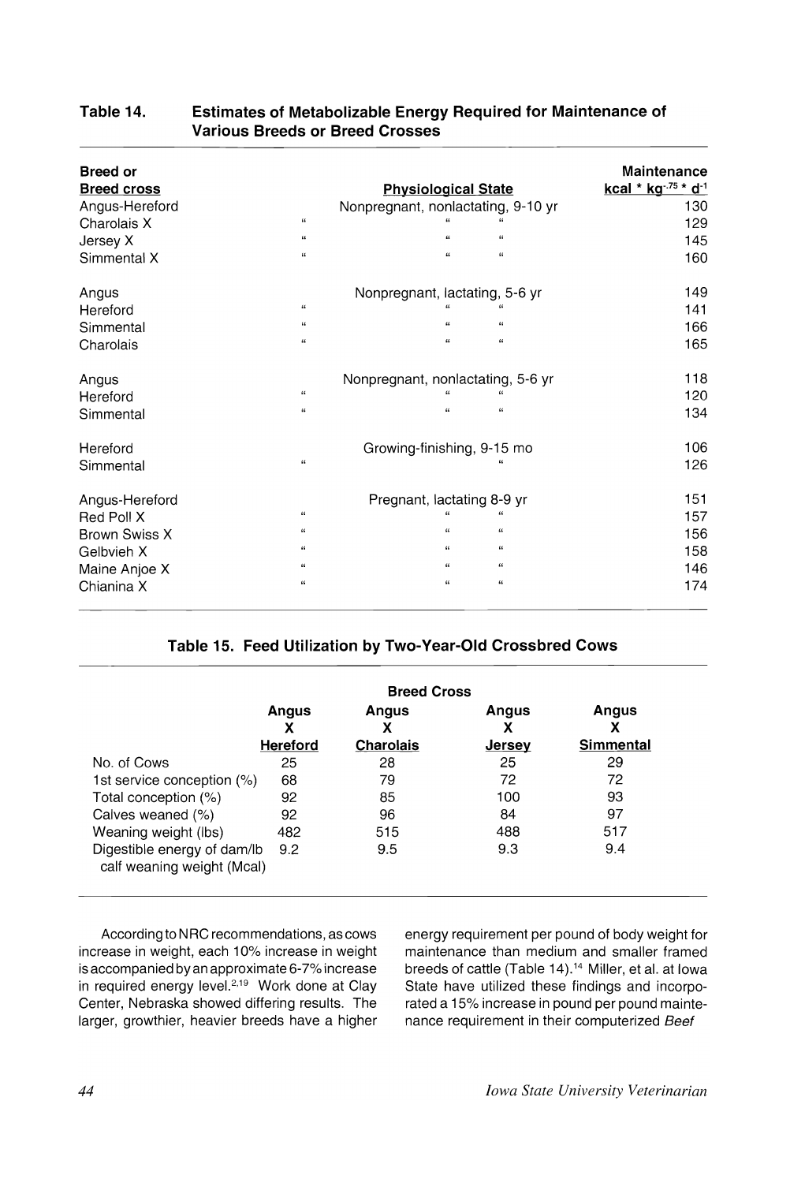**Table 14. Estimates of Metabolizable Energy Required for Maintenance of Various Breeds or Breed Crosses**

| Breed or Breed cross | Physiological State | Maintenance $kcal * kg^{-.75} * d^{-1}$ |
|---|---|---|
| Angus-Hereford | Nonpregnant, nonlactating, 9-10 yr | 130 |
| Charolais X | " " " | 129 |
| Jersey X | " " " | 145 |
| Simmental X | " " " | 160 |
| Angus | Nonpregnant, lactating, 5-6 yr | 149 |
| Hereford | " " " | 141 |
| Simmental | " " " | 166 |
| Charolais | " " " | 165 |
| Angus | Nonpregnant, nonlactating, 5-6 yr | 118 |
| Hereford | " " " | 120 |
| Simmental | " " " | 134 |
| Hereford | Growing-finishing, 9-15 mo | 106 |
| Simmental | " " | 126 |
| Angus-Hereford | Pregnant, lactating 8-9 yr | 151 |
| Red Poll X | " " " | 157 |
| Brown Swiss X | " " " | 156 |
| Gelbvieh X | " " " | 158 |
| Maine Anjoe X | " " " | 146 |
| Chianina X | " " " | 174 |

**Table 15. Feed Utilization by Two-Year-Old Crossbred Cows**

| | Breed Cross | | | |
|---|---|---|---|---|
| | Angus X Hereford | Angus X Charolais | Angus X Jersey | Angus X Simmental |
| No. of Cows | 25 | 28 | 25 | 29 |
| 1st service conception (%) | 68 | 79 | 72 | 72 |
| Total conception (%) | 92 | 85 | 100 | 93 |
| Calves weaned (%) | 92 | 96 | 84 | 97 |
| Weaning weight (lbs) | 482 | 515 | 488 | 517 |
| Digestible energy of dam/lb calf weaning weight (Mcal) | 9.2 | 9.5 | 9.3 | 9.4 |

According to NRC recommendations, as cows increase in weight, each 10% increase in weight is accompanied by an approximate 6-7% increase in required energy level.[2,19] Work done at Clay Center, Nebraska showed differing results. The larger, growthier, heavier breeds have a higher energy requirement per pound of body weight for maintenance than medium and smaller framed breeds of cattle (Table 14).[14] Miller, et al. at Iowa State have utilized these findings and incorporated a 15% increase in pound per pound maintenance requirement in their computerized *Beef*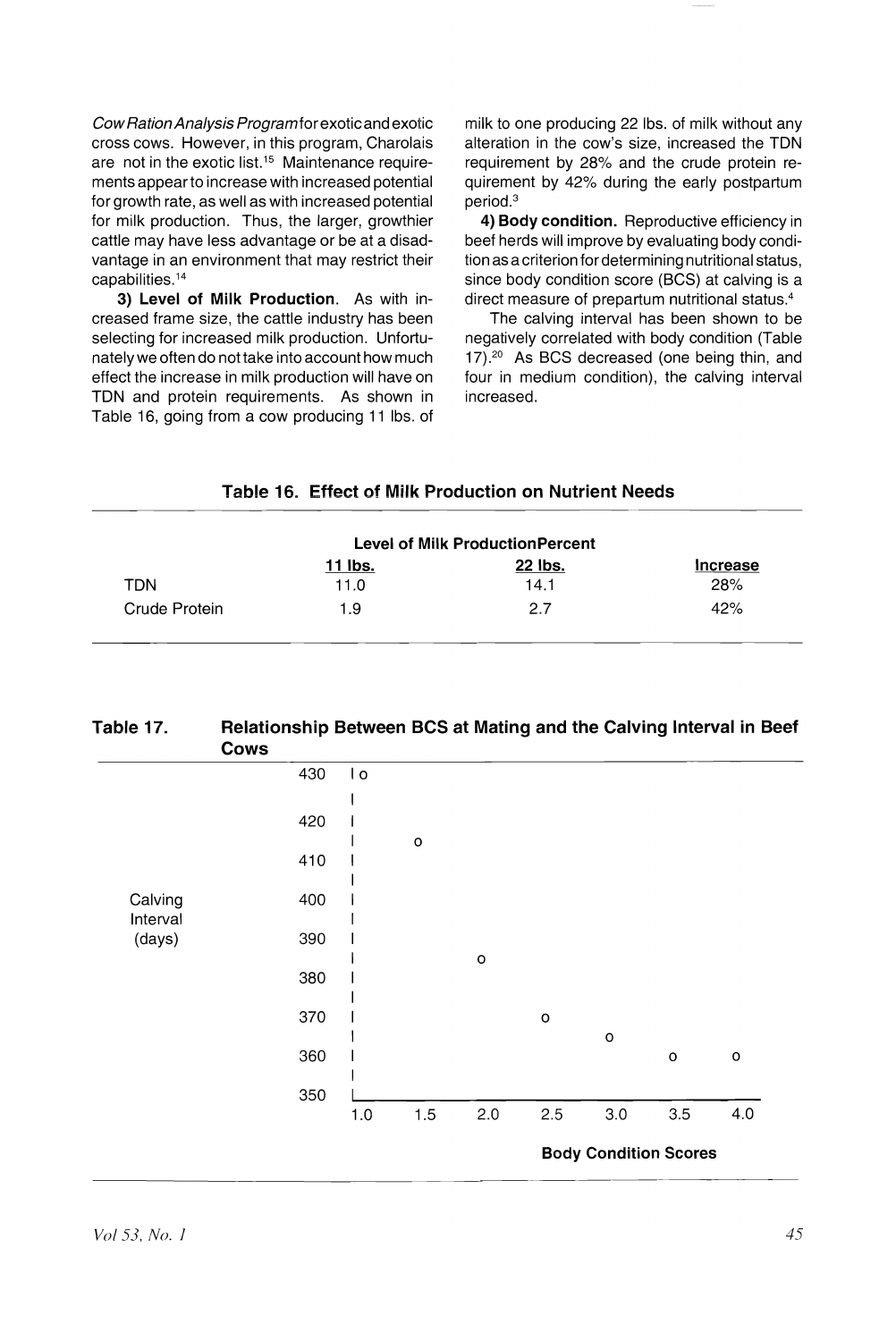*Cow Ration Analysis Program* for exotic and exotic cross cows. However, in this program, Charolais are not in the exotic list.[15] Maintenance requirements appear to increase with increased potential for growth rate, as well as with increased potential for milk production. Thus, the larger, growthier cattle may have less advantage or be at a disadvantage in an environment that may restrict their capabilities.[14]

**3) Level of Milk Production**. As with increased frame size, the cattle industry has been selecting for increased milk production. Unfortunately we often do not take into account how much effect the increase in milk production will have on TDN and protein requirements. As shown in Table 16, going from a cow producing 11 lbs. of milk to one producing 22 lbs. of milk without any alteration in the cow's size, increased the TDN requirement by 28% and the crude protein requirement by 42% during the early postpartum period.[3]

**4) Body condition.** Reproductive efficiency in beef herds will improve by evaluating body condition as a criterion for determining nutritional status, since body condition score (BCS) at calving is a direct measure of prepartum nutritional status.[4]

The calving interval has been shown to be negatively correlated with body condition (Table 17).[20] As BCS decreased (one being thin, and four in medium condition), the calving interval increased.

**Table 16. Effect of Milk Production on Nutrient Needs**

| | Level of Milk Production | | Percent |
|---|---|---|---|
| | 11 lbs. | 22 lbs. | Increase |
| TDN | 11.0 | 14.1 | 28% |
| Crude Protein | 1.9 | 2.7 | 42% |

**Table 17. Relationship Between BCS at Mating and the Calving Interval in Beef Cows**

```
                 430  | o
                      |
                 420  |
                      |      o
                 410  |
                      |
Calving          400  |
Interval              |
(days)           390  |
                      |             o
                 380  |
                      |
                 370  |                    o
                      |                           o
                 360  |                                  o      o
                      |
                 350  |_______________________________________________
                      1.0    1.5    2.0    2.5    3.0    3.5    4.0

                                          Body Condition Scores
```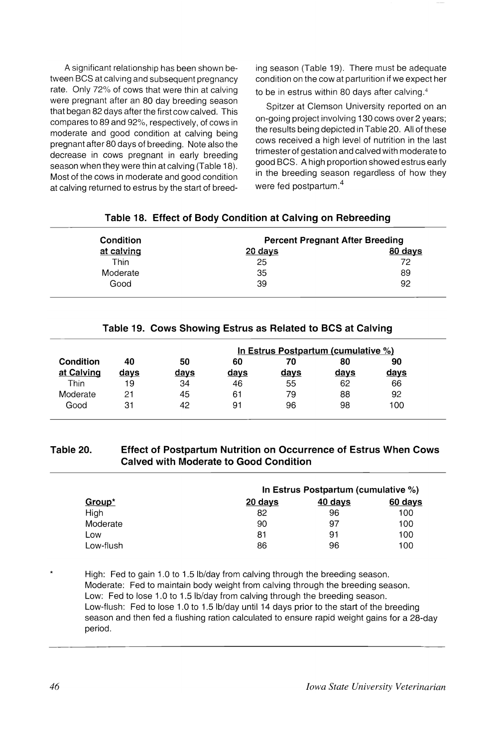A significant relationship has been shown between BCS at calving and subsequent pregnancy rate. Only 72% of cows that were thin at calving were pregnant after an 80 day breeding season that began 82 days after the first cow calved. This compares to 89 and 92%, respectively, of cows in moderate and good condition at calving being pregnant after 80 days of breeding. Note also the decrease in cows pregnant in early breeding season when they were thin at calving (Table 18). Most of the cows in moderate and good condition at calving returned to estrus by the start of breeding season (Table 19). There must be adequate condition on the cow at parturition if we expect her to be in estrus within 80 days after calving.[4]

Spitzer at Clemson University reported on an on-going project involving 130 cows over 2 years; the results being depicted in Table 20. All of these cows received a high level of nutrition in the last trimester of gestation and calved with moderate to good BCS. A high proportion showed estrus early in the breeding season regardless of how they were fed postpartum.[4]

**Table 18. Effect of Body Condition at Calving on Rebreeding**

| Condition at calving | Percent Pregnant After Breeding | |
|---|---|---|
| | 20 days | 80 days |
| Thin | 25 | 72 |
| Moderate | 35 | 89 |
| Good | 39 | 92 |

**Table 19. Cows Showing Estrus as Related to BCS at Calving**

| Condition at Calving | In Estrus Postpartum (cumulative %) | | | | | |
|---|---|---|---|---|---|---|
| | 40 days | 50 days | 60 days | 70 days | 80 days | 90 days |
| Thin | 19 | 34 | 46 | 55 | 62 | 66 |
| Moderate | 21 | 45 | 61 | 79 | 88 | 92 |
| Good | 31 | 42 | 91 | 96 | 98 | 100 |

**Table 20. Effect of Postpartum Nutrition on Occurrence of Estrus When Cows Calved with Moderate to Good Condition**

| Group* | In Estrus Postpartum (cumulative %) | | |
|---|---|---|---|
| | 20 days | 40 days | 60 days |
| High | 82 | 96 | 100 |
| Moderate | 90 | 97 | 100 |
| Low | 81 | 91 | 100 |
| Low-flush | 86 | 96 | 100 |

\* High: Fed to gain 1.0 to 1.5 lb/day from calving through the breeding season.
Moderate: Fed to maintain body weight from calving through the breeding season.
Low: Fed to lose 1.0 to 1.5 lb/day from calving through the breeding season.
Low-flush: Fed to lose 1.0 to 1.5 lb/day until 14 days prior to the start of the breeding season and then fed a flushing ration calculated to ensure rapid weight gains for a 28-day period.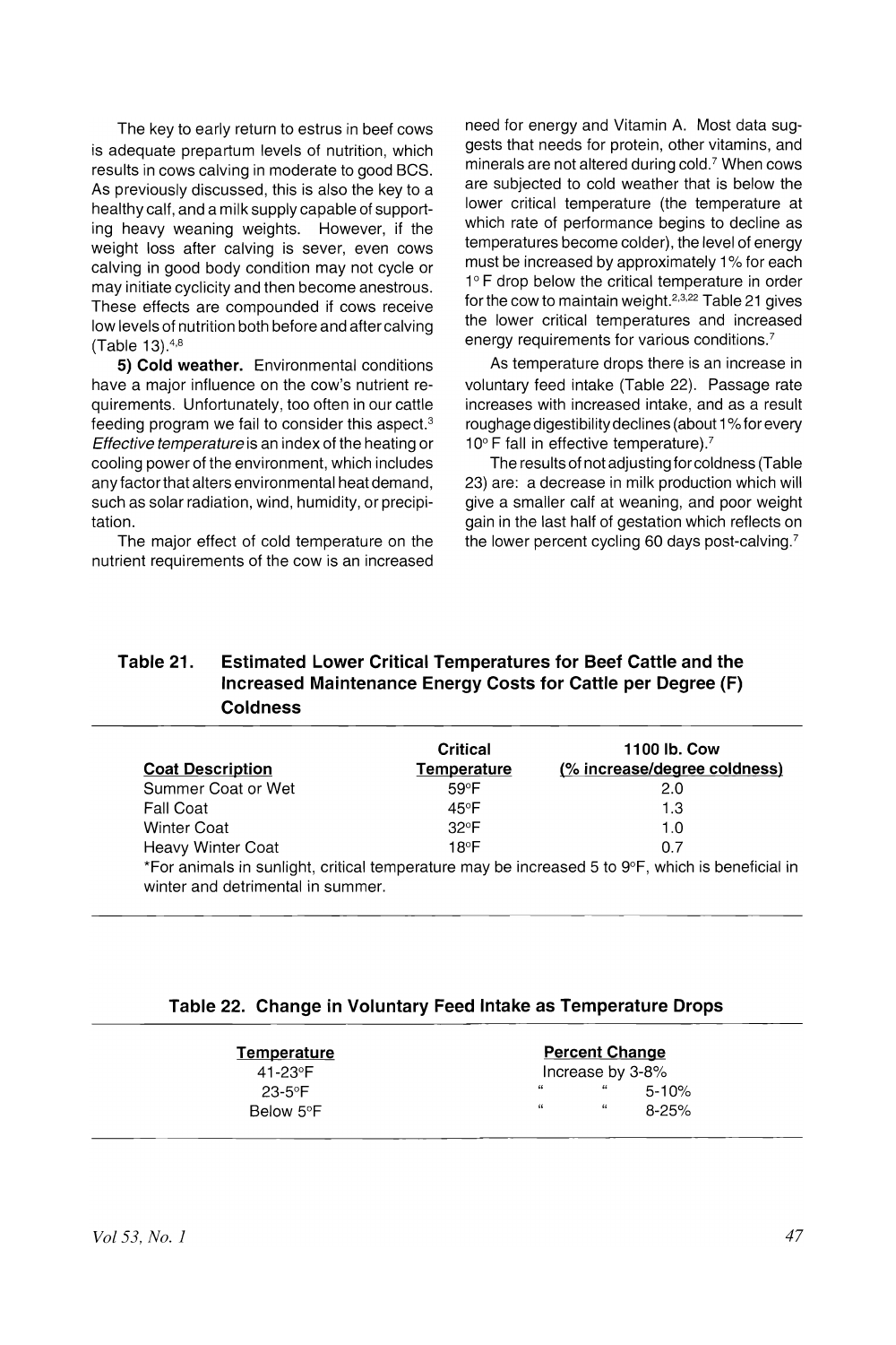The key to early return to estrus in beef cows is adequate prepartum levels of nutrition, which results in cows calving in moderate to good BCS. As previously discussed, this is also the key to a healthy calf, and a milk supply capable of supporting heavy weaning weights. However, if the weight loss after calving is sever, even cows calving in good body condition may not cycle or may initiate cyclicity and then become anestrous. These effects are compounded if cows receive low levels of nutrition both before and after calving (Table 13).[4,8]

**5) Cold weather.** Environmental conditions have a major influence on the cow's nutrient requirements. Unfortunately, too often in our cattle feeding program we fail to consider this aspect.[3] *Effective temperature* is an index of the heating or cooling power of the environment, which includes any factor that alters environmental heat demand, such as solar radiation, wind, humidity, or precipitation.

The major effect of cold temperature on the nutrient requirements of the cow is an increased need for energy and Vitamin A. Most data suggests that needs for protein, other vitamins, and minerals are not altered during cold.[7] When cows are subjected to cold weather that is below the lower critical temperature (the temperature at which rate of performance begins to decline as temperatures become colder), the level of energy must be increased by approximately 1% for each 1° F drop below the critical temperature in order for the cow to maintain weight.[2,3,22] Table 21 gives the lower critical temperatures and increased energy requirements for various conditions.[7]

As temperature drops there is an increase in voluntary feed intake (Table 22). Passage rate increases with increased intake, and as a result roughage digestibility declines (about 1% for every 10° F fall in effective temperature).[7]

The results of not adjusting for coldness (Table 23) are: a decrease in milk production which will give a smaller calf at weaning, and poor weight gain in the last half of gestation which reflects on the lower percent cycling 60 days post-calving.[7]

**Table 21. Estimated Lower Critical Temperatures for Beef Cattle and the Increased Maintenance Energy Costs for Cattle per Degree (F) Coldness**

| Coat Description | Critical Temperature | 1100 lb. Cow (% increase/degree coldness) |
|---|---|---|
| Summer Coat or Wet | 59°F | 2.0 |
| Fall Coat | 45°F | 1.3 |
| Winter Coat | 32°F | 1.0 |
| Heavy Winter Coat | 18°F | 0.7 |

*For animals in sunlight, critical temperature may be increased 5 to 9°F, which is beneficial in winter and detrimental in summer.

**Table 22. Change in Voluntary Feed Intake as Temperature Drops**

| Temperature | Percent Change |
|---|---|
| 41-23°F | Increase by 3-8% |
| 23-5°F | " " 5-10% |
| Below 5°F | " " 8-25% |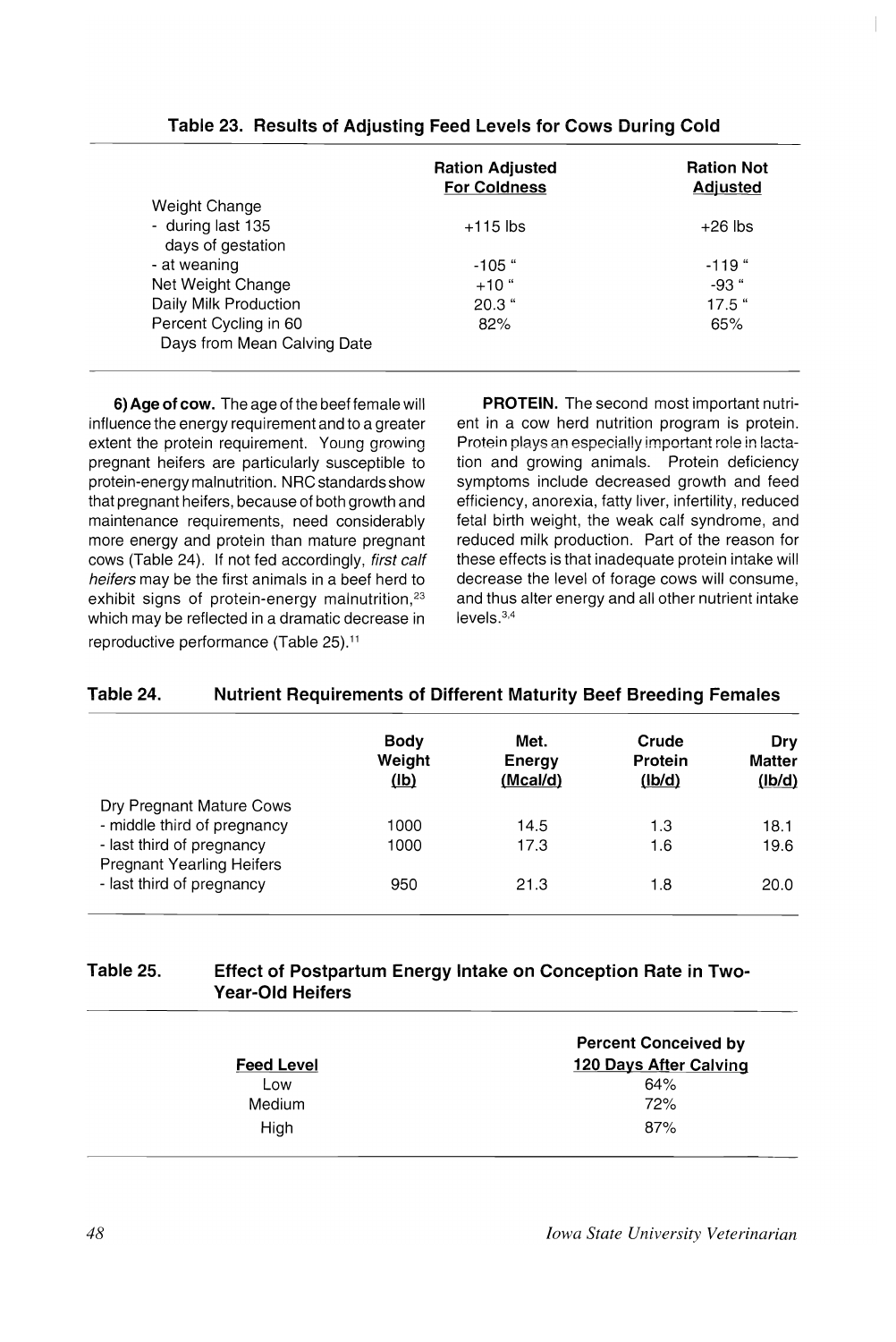**Table 23. Results of Adjusting Feed Levels for Cows During Cold**

| | Ration Adjusted For Coldness | Ration Not Adjusted |
|---|---|---|
| Weight Change | | |
| - during last 135 days of gestation | +115 lbs | +26 lbs |
| - at weaning | -105 " | -119 " |
| Net Weight Change | +10 " | -93 " |
| Daily Milk Production | 20.3 " | 17.5 " |
| Percent Cycling in 60 Days from Mean Calving Date | 82% | 65% |

**6) Age of cow.** The age of the beef female will influence the energy requirement and to a greater extent the protein requirement. Young growing pregnant heifers are particularly susceptible to protein-energy malnutrition. NRC standards show that pregnant heifers, because of both growth and maintenance requirements, need considerably more energy and protein than mature pregnant cows (Table 24). If not fed accordingly, *first calf heifers* may be the first animals in a beef herd to exhibit signs of protein-energy malnutrition,[23] which may be reflected in a dramatic decrease in reproductive performance (Table 25).[11]

**PROTEIN.** The second most important nutrient in a cow herd nutrition program is protein. Protein plays an especially important role in lactation and growing animals. Protein deficiency symptoms include decreased growth and feed efficiency, anorexia, fatty liver, infertility, reduced fetal birth weight, the weak calf syndrome, and reduced milk production. Part of the reason for these effects is that inadequate protein intake will decrease the level of forage cows will consume, and thus alter energy and all other nutrient intake levels.[3,4]

**Table 24. Nutrient Requirements of Different Maturity Beef Breeding Females**

| | Body Weight (lb) | Met. Energy (Mcal/d) | Crude Protein (lb/d) | Dry Matter (lb/d) |
|---|---|---|---|---|
| Dry Pregnant Mature Cows | | | | |
| - middle third of pregnancy | 1000 | 14.5 | 1.3 | 18.1 |
| - last third of pregnancy | 1000 | 17.3 | 1.6 | 19.6 |
| Pregnant Yearling Heifers | | | | |
| - last third of pregnancy | 950 | 21.3 | 1.8 | 20.0 |

**Table 25. Effect of Postpartum Energy Intake on Conception Rate in Two-Year-Old Heifers**

| Feed Level | Percent Conceived by 120 Days After Calving |
|---|---|
| Low | 64% |
| Medium | 72% |
| High | 87% |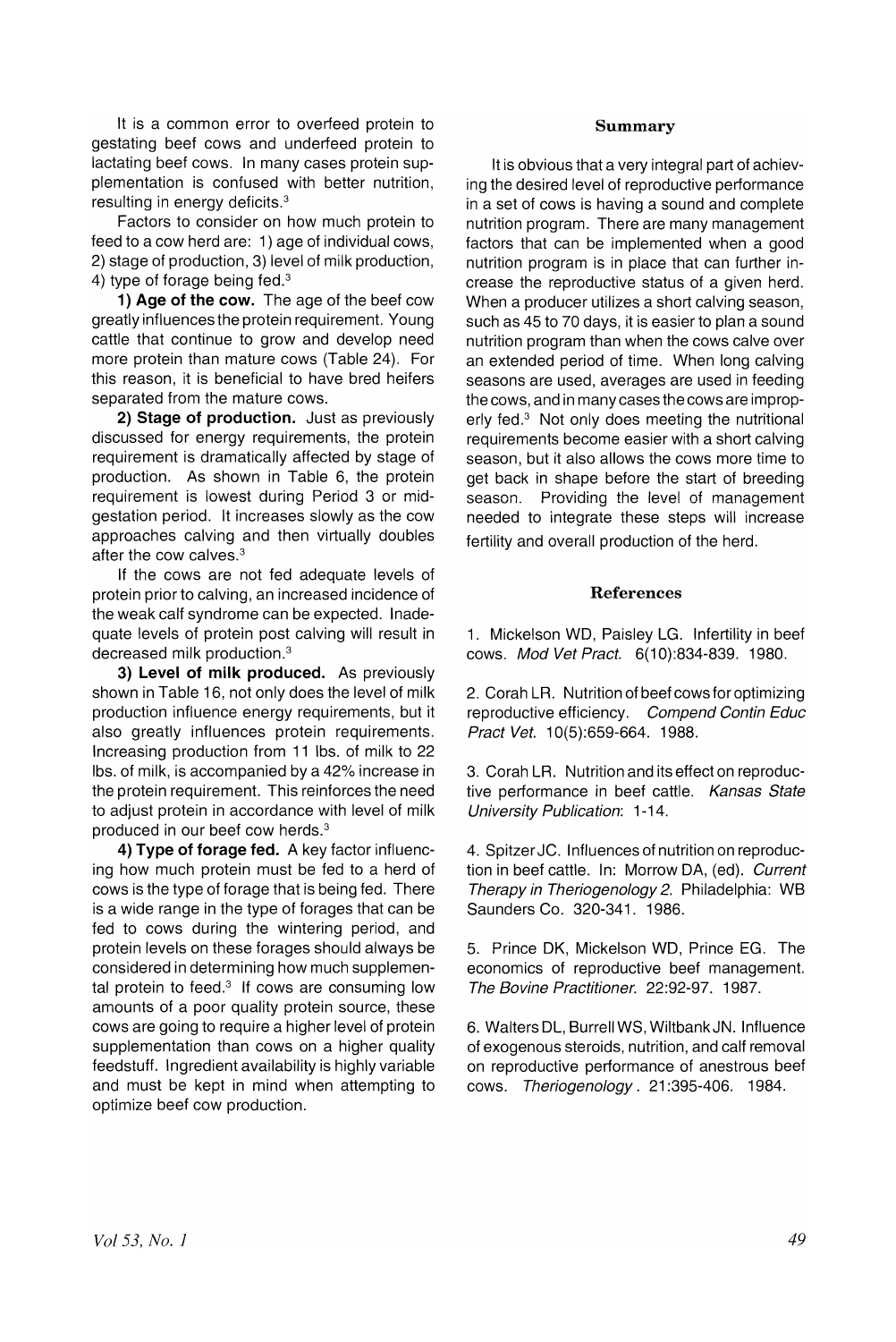It is a common error to overfeed protein to gestating beef cows and underfeed protein to lactating beef cows. In many cases protein supplementation is confused with better nutrition, resulting in energy deficits.[3]

Factors to consider on how much protein to feed to a cow herd are: 1) age of individual cows, 2) stage of production, 3) level of milk production, 4) type of forage being fed.[3]

**1) Age of the cow.** The age of the beef cow greatly influences the protein requirement. Young cattle that continue to grow and develop need more protein than mature cows (Table 24). For this reason, it is beneficial to have bred heifers separated from the mature cows.

**2) Stage of production.** Just as previously discussed for energy requirements, the protein requirement is dramatically affected by stage of production. As shown in Table 6, the protein requirement is lowest during Period 3 or mid-gestation period. It increases slowly as the cow approaches calving and then virtually doubles after the cow calves.[3]

If the cows are not fed adequate levels of protein prior to calving, an increased incidence of the weak calf syndrome can be expected. Inadequate levels of protein post calving will result in decreased milk production.[3]

**3) Level of milk produced.** As previously shown in Table 16, not only does the level of milk production influence energy requirements, but it also greatly influences protein requirements. Increasing production from 11 lbs. of milk to 22 lbs. of milk, is accompanied by a 42% increase in the protein requirement. This reinforces the need to adjust protein in accordance with level of milk produced in our beef cow herds.[3]

**4) Type of forage fed.** A key factor influencing how much protein must be fed to a herd of cows is the type of forage that is being fed. There is a wide range in the type of forages that can be fed to cows during the wintering period, and protein levels on these forages should always be considered in determining how much supplemental protein to feed.[3] If cows are consuming low amounts of a poor quality protein source, these cows are going to require a higher level of protein supplementation than cows on a higher quality feedstuff. Ingredient availability is highly variable and must be kept in mind when attempting to optimize beef cow production.

## Summary

It is obvious that a very integral part of achieving the desired level of reproductive performance in a set of cows is having a sound and complete nutrition program. There are many management factors that can be implemented when a good nutrition program is in place that can further increase the reproductive status of a given herd. When a producer utilizes a short calving season, such as 45 to 70 days, it is easier to plan a sound nutrition program than when the cows calve over an extended period of time. When long calving seasons are used, averages are used in feeding the cows, and in many cases the cows are improperly fed.[3] Not only does meeting the nutritional requirements become easier with a short calving season, but it also allows the cows more time to get back in shape before the start of breeding season. Providing the level of management needed to integrate these steps will increase fertility and overall production of the herd.

## References

1. Mickelson WD, Paisley LG. Infertility in beef cows. *Mod Vet Pract.* 6(10):834-839. 1980.

2. Corah LR. Nutrition of beef cows for optimizing reproductive efficiency. *Compend Contin Educ Pract Vet.* 10(5):659-664. 1988.

3. Corah LR. Nutrition and its effect on reproductive performance in beef cattle. *Kansas State University Publication*: 1-14.

4. Spitzer JC. Influences of nutrition on reproduction in beef cattle. In: Morrow DA, (ed). *Current Therapy in Theriogenology 2.* Philadelphia: WB Saunders Co. 320-341. 1986.

5. Prince DK, Mickelson WD, Prince EG. The economics of reproductive beef management. *The Bovine Practitioner.* 22:92-97. 1987.

6. Walters DL, Burrell WS, Wiltbank JN. Influence of exogenous steroids, nutrition, and calf removal on reproductive performance of anestrous beef cows. *Theriogenology*. 21:395-406. 1984.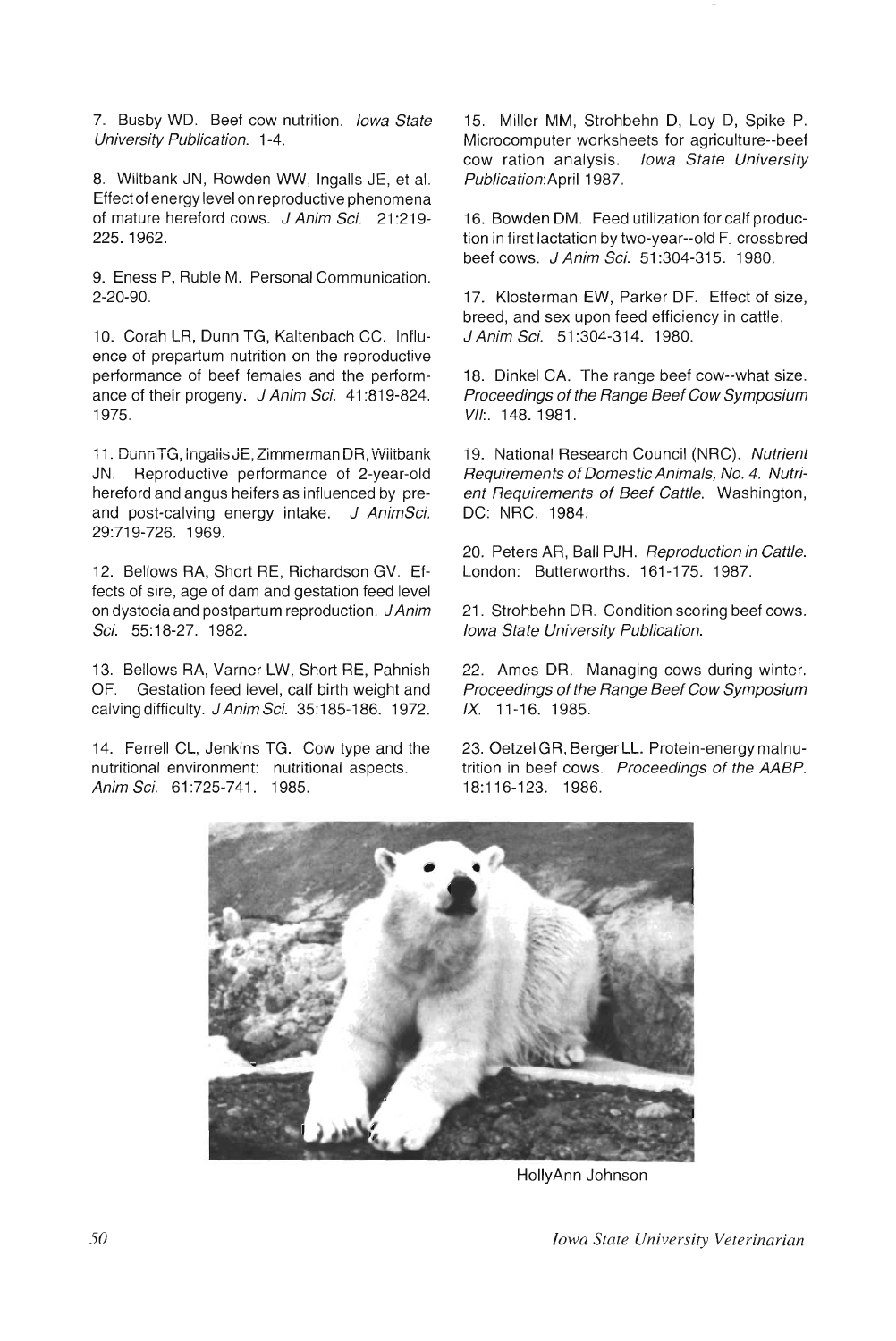7. Busby WD. Beef cow nutrition. *Iowa State University Publication*. 1-4.

8. Wiltbank JN, Rowden WW, Ingalls JE, et al. Effect of energy level on reproductive phenomena of mature hereford cows. *J Anim Sci*. 21:219-225. 1962.

9. Eness P, Ruble M. Personal Communication. 2-20-90.

10. Corah LR, Dunn TG, Kaltenbach CC. Influence of prepartum nutrition on the reproductive performance of beef females and the performance of their progeny. *J Anim Sci*. 41:819-824. 1975.

11. Dunn TG, Ingalls JE, Zimmerman DR, Wiltbank JN. Reproductive performance of 2-year-old hereford and angus heifers as influenced by pre- and post-calving energy intake. *J AnimSci*. 29:719-726. 1969.

12. Bellows RA, Short RE, Richardson GV. Effects of sire, age of dam and gestation feed level on dystocia and postpartum reproduction. *J Anim Sci*. 55:18-27. 1982.

13. Bellows RA, Varner LW, Short RE, Pahnish OF. Gestation feed level, calf birth weight and calving difficulty. *J Anim Sci*. 35:185-186. 1972.

14. Ferrell CL, Jenkins TG. Cow type and the nutritional environment: nutritional aspects. *Anim Sci*. 61:725-741. 1985.

15. Miller MM, Strohbehn D, Loy D, Spike P. Microcomputer worksheets for agriculture--beef cow ration analysis. *Iowa State University Publication*:April 1987.

16. Bowden DM. Feed utilization for calf production in first lactation by two-year--old $F_1$ crossbred beef cows. *J Anim Sci*. 51:304-315. 1980.

17. Klosterman EW, Parker DF. Effect of size, breed, and sex upon feed efficiency in cattle. *J Anim Sci*. 51:304-314. 1980.

18. Dinkel CA. The range beef cow--what size. *Proceedings of the Range Beef Cow Symposium VII*:. 148. 1981.

19. National Research Council (NRC). *Nutrient Requirements of Domestic Animals, No. 4. Nutrient Requirements of Beef Cattle*. Washington, DC: NRC. 1984.

20. Peters AR, Ball PJH. *Reproduction in Cattle*. London: Butterworths. 161-175. 1987.

21. Strohbehn DR. Condition scoring beef cows. *Iowa State University Publication*.

22. Ames DR. Managing cows during winter. *Proceedings of the Range Beef Cow Symposium IX*. 11-16. 1985.

23. Oetzel GR, Berger LL. Protein-energy malnutrition in beef cows. *Proceedings of the AABP*. 18:116-123. 1986.

HollyAnn Johnson